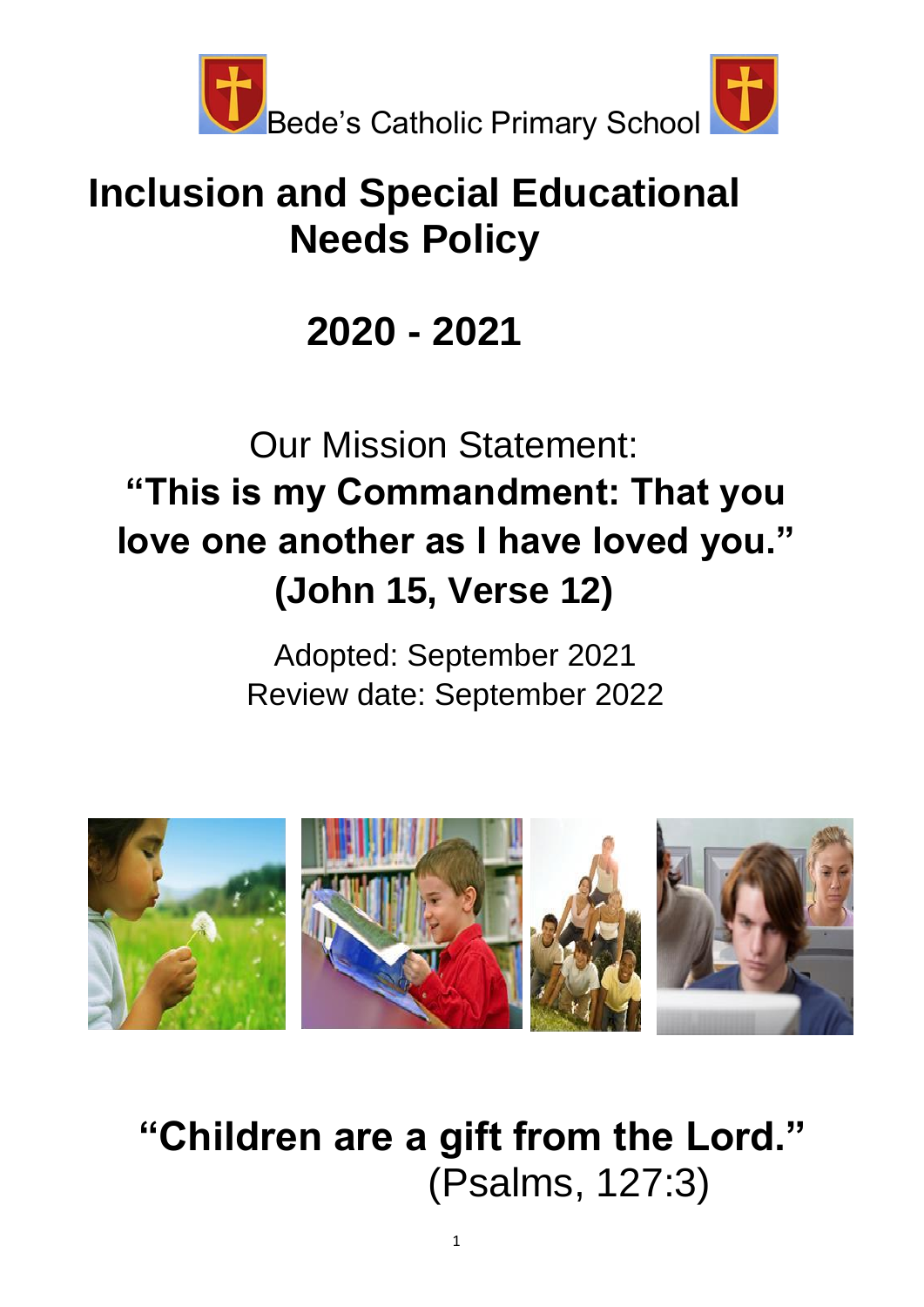Bede's Catholic Primary School

# Inclusion and Special Educational Needs Policy

## 2020 - 2021

Our Mission Statement:

**"This is my Commandment: That you love one another as I have loved you." (John 15, Verse 12)**

Adopted: September 2021
Review date: September 2022

**"Children are a gift from the Lord."** (Psalms, 127:3)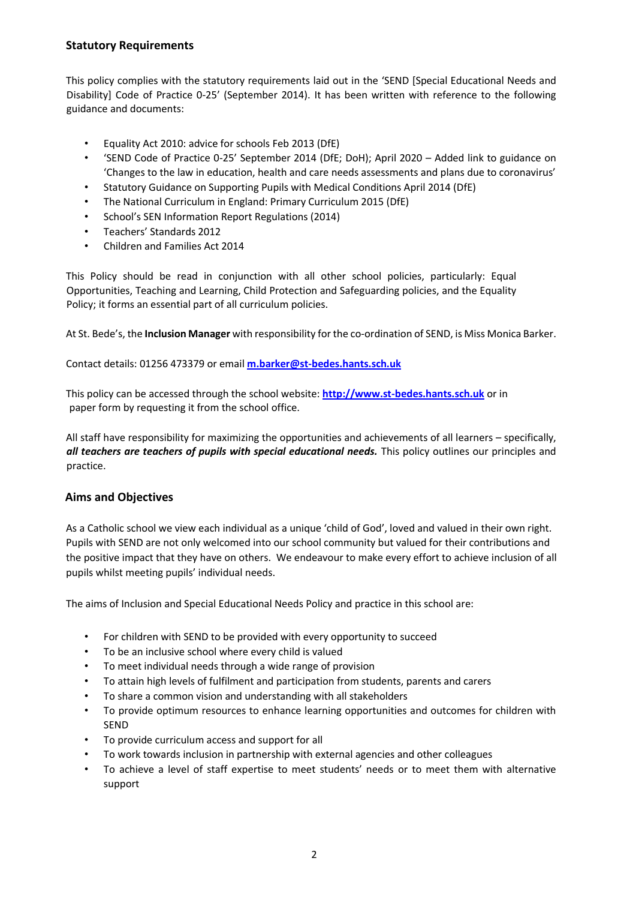## Statutory Requirements

This policy complies with the statutory requirements laid out in the 'SEND [Special Educational Needs and Disability] Code of Practice 0-25' (September 2014). It has been written with reference to the following guidance and documents:

- Equality Act 2010: advice for schools Feb 2013 (DfE)
- 'SEND Code of Practice 0-25' September 2014 (DfE; DoH); April 2020 – Added link to guidance on 'Changes to the law in education, health and care needs assessments and plans due to coronavirus'
- Statutory Guidance on Supporting Pupils with Medical Conditions April 2014 (DfE)
- The National Curriculum in England: Primary Curriculum 2015 (DfE)
- School's SEN Information Report Regulations (2014)
- Teachers' Standards 2012
- Children and Families Act 2014

This Policy should be read in conjunction with all other school policies, particularly: Equal Opportunities, Teaching and Learning, Child Protection and Safeguarding policies, and the Equality Policy; it forms an essential part of all curriculum policies.

At St. Bede's, the **Inclusion Manager** with responsibility for the co-ordination of SEND, is Miss Monica Barker.

Contact details: 01256 473379 or email **m.barker@st-bedes.hants.sch.uk**

This policy can be accessed through the school website: **http://www.st-bedes.hants.sch.uk** or in paper form by requesting it from the school office.

All staff have responsibility for maximizing the opportunities and achievements of all learners – specifically, ***all teachers are teachers of pupils with special educational needs.*** This policy outlines our principles and practice.

## Aims and Objectives

As a Catholic school we view each individual as a unique 'child of God', loved and valued in their own right. Pupils with SEND are not only welcomed into our school community but valued for their contributions and the positive impact that they have on others. We endeavour to make every effort to achieve inclusion of all pupils whilst meeting pupils' individual needs.

The aims of Inclusion and Special Educational Needs Policy and practice in this school are:

- For children with SEND to be provided with every opportunity to succeed
- To be an inclusive school where every child is valued
- To meet individual needs through a wide range of provision
- To attain high levels of fulfilment and participation from students, parents and carers
- To share a common vision and understanding with all stakeholders
- To provide optimum resources to enhance learning opportunities and outcomes for children with SEND
- To provide curriculum access and support for all
- To work towards inclusion in partnership with external agencies and other colleagues
- To achieve a level of staff expertise to meet students' needs or to meet them with alternative support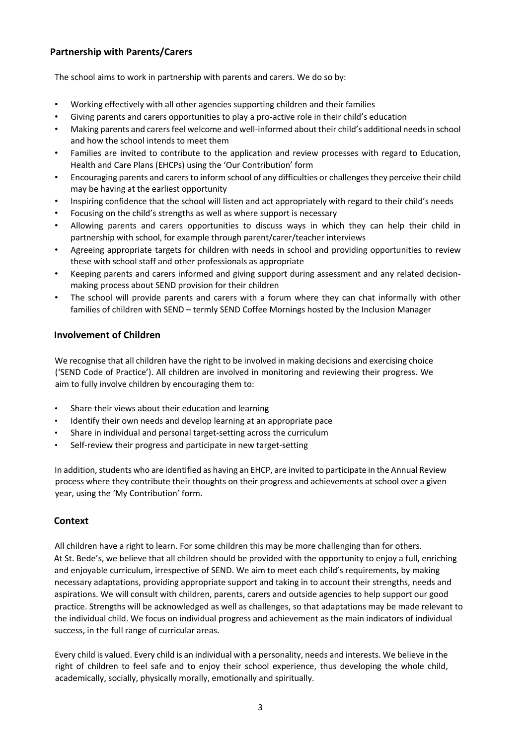## Partnership with Parents/Carers

The school aims to work in partnership with parents and carers. We do so by:

- Working effectively with all other agencies supporting children and their families
- Giving parents and carers opportunities to play a pro-active role in their child's education
- Making parents and carers feel welcome and well-informed about their child's additional needs in school and how the school intends to meet them
- Families are invited to contribute to the application and review processes with regard to Education, Health and Care Plans (EHCPs) using the 'Our Contribution' form
- Encouraging parents and carers to inform school of any difficulties or challenges they perceive their child may be having at the earliest opportunity
- Inspiring confidence that the school will listen and act appropriately with regard to their child's needs
- Focusing on the child's strengths as well as where support is necessary
- Allowing parents and carers opportunities to discuss ways in which they can help their child in partnership with school, for example through parent/carer/teacher interviews
- Agreeing appropriate targets for children with needs in school and providing opportunities to review these with school staff and other professionals as appropriate
- Keeping parents and carers informed and giving support during assessment and any related decision-making process about SEND provision for their children
- The school will provide parents and carers with a forum where they can chat informally with other families of children with SEND – termly SEND Coffee Mornings hosted by the Inclusion Manager

## Involvement of Children

We recognise that all children have the right to be involved in making decisions and exercising choice ('SEND Code of Practice'). All children are involved in monitoring and reviewing their progress. We aim to fully involve children by encouraging them to:

- Share their views about their education and learning
- Identify their own needs and develop learning at an appropriate pace
- Share in individual and personal target-setting across the curriculum
- Self-review their progress and participate in new target-setting

In addition, students who are identified as having an EHCP, are invited to participate in the Annual Review process where they contribute their thoughts on their progress and achievements at school over a given year, using the 'My Contribution' form.

## Context

All children have a right to learn. For some children this may be more challenging than for others. At St. Bede's, we believe that all children should be provided with the opportunity to enjoy a full, enriching and enjoyable curriculum, irrespective of SEND. We aim to meet each child's requirements, by making necessary adaptations, providing appropriate support and taking in to account their strengths, needs and aspirations. We will consult with children, parents, carers and outside agencies to help support our good practice. Strengths will be acknowledged as well as challenges, so that adaptations may be made relevant to the individual child. We focus on individual progress and achievement as the main indicators of individual success, in the full range of curricular areas.

Every child is valued. Every child is an individual with a personality, needs and interests. We believe in the right of children to feel safe and to enjoy their school experience, thus developing the whole child, academically, socially, physically morally, emotionally and spiritually.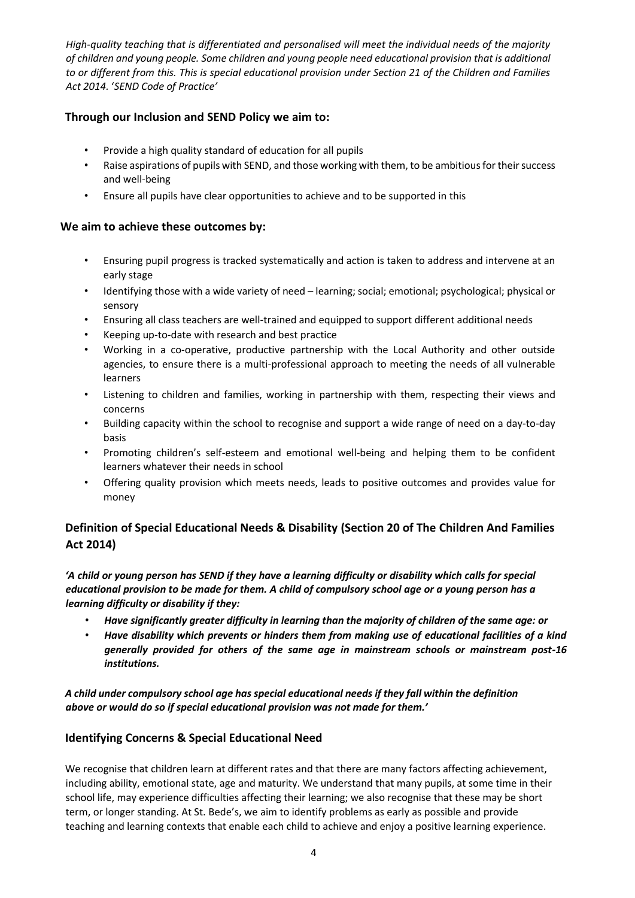*High-quality teaching that is differentiated and personalised will meet the individual needs of the majority of children and young people. Some children and young people need educational provision that is additional to or different from this. This is special educational provision under Section 21 of the Children and Families Act 2014.* '*SEND Code of Practice'*

### Through our Inclusion and SEND Policy we aim to:

- Provide a high quality standard of education for all pupils
- Raise aspirations of pupils with SEND, and those working with them, to be ambitious for their success and well-being
- Ensure all pupils have clear opportunities to achieve and to be supported in this

### We aim to achieve these outcomes by:

- Ensuring pupil progress is tracked systematically and action is taken to address and intervene at an early stage
- Identifying those with a wide variety of need – learning; social; emotional; psychological; physical or sensory
- Ensuring all class teachers are well-trained and equipped to support different additional needs
- Keeping up-to-date with research and best practice
- Working in a co-operative, productive partnership with the Local Authority and other outside agencies, to ensure there is a multi-professional approach to meeting the needs of all vulnerable learners
- Listening to children and families, working in partnership with them, respecting their views and concerns
- Building capacity within the school to recognise and support a wide range of need on a day-to-day basis
- Promoting children's self-esteem and emotional well-being and helping them to be confident learners whatever their needs in school
- Offering quality provision which meets needs, leads to positive outcomes and provides value for money

### Definition of Special Educational Needs & Disability (Section 20 of The Children And Families Act 2014)

***'A child or young person has SEND if they have a learning difficulty or disability which calls for special educational provision to be made for them. A child of compulsory school age or a young person has a learning difficulty or disability if they:***

- ***Have significantly greater difficulty in learning than the majority of children of the same age: or***
- ***Have disability which prevents or hinders them from making use of educational facilities of a kind generally provided for others of the same age in mainstream schools or mainstream post-16 institutions.***

***A child under compulsory school age has special educational needs if they fall within the definition above or would do so if special educational provision was not made for them.'***

### Identifying Concerns & Special Educational Need

We recognise that children learn at different rates and that there are many factors affecting achievement, including ability, emotional state, age and maturity. We understand that many pupils, at some time in their school life, may experience difficulties affecting their learning; we also recognise that these may be short term, or longer standing. At St. Bede's, we aim to identify problems as early as possible and provide teaching and learning contexts that enable each child to achieve and enjoy a positive learning experience.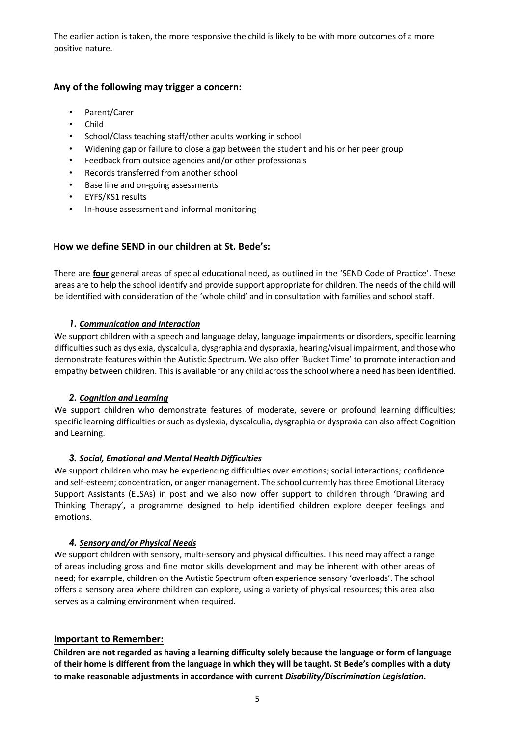The earlier action is taken, the more responsive the child is likely to be with more outcomes of a more positive nature.

## Any of the following may trigger a concern:

- Parent/Carer
- Child
- School/Class teaching staff/other adults working in school
- Widening gap or failure to close a gap between the student and his or her peer group
- Feedback from outside agencies and/or other professionals
- Records transferred from another school
- Base line and on-going assessments
- EYFS/KS1 results
- In-house assessment and informal monitoring

## How we define SEND in our children at St. Bede's:

There are **four** general areas of special educational need, as outlined in the 'SEND Code of Practice'. These areas are to help the school identify and provide support appropriate for children. The needs of the child will be identified with consideration of the 'whole child' and in consultation with families and school staff.

### *1. Communication and Interaction*

We support children with a speech and language delay, language impairments or disorders, specific learning difficulties such as dyslexia, dyscalculia, dysgraphia and dyspraxia, hearing/visual impairment, and those who demonstrate features within the Autistic Spectrum. We also offer 'Bucket Time' to promote interaction and empathy between children. This is available for any child across the school where a need has been identified.

### *2. Cognition and Learning*

We support children who demonstrate features of moderate, severe or profound learning difficulties; specific learning difficulties or such as dyslexia, dyscalculia, dysgraphia or dyspraxia can also affect Cognition and Learning.

### *3. Social, Emotional and Mental Health Difficulties*

We support children who may be experiencing difficulties over emotions; social interactions; confidence and self-esteem; concentration, or anger management. The school currently has three Emotional Literacy Support Assistants (ELSAs) in post and we also now offer support to children through 'Drawing and Thinking Therapy', a programme designed to help identified children explore deeper feelings and emotions.

### *4. Sensory and/or Physical Needs*

We support children with sensory, multi-sensory and physical difficulties. This need may affect a range of areas including gross and fine motor skills development and may be inherent with other areas of need; for example, children on the Autistic Spectrum often experience sensory 'overloads'. The school offers a sensory area where children can explore, using a variety of physical resources; this area also serves as a calming environment when required.

## Important to Remember:

**Children are not regarded as having a learning difficulty solely because the language or form of language of their home is different from the language in which they will be taught. St Bede's complies with a duty to make reasonable adjustments in accordance with current *Disability/Discrimination Legislation*.**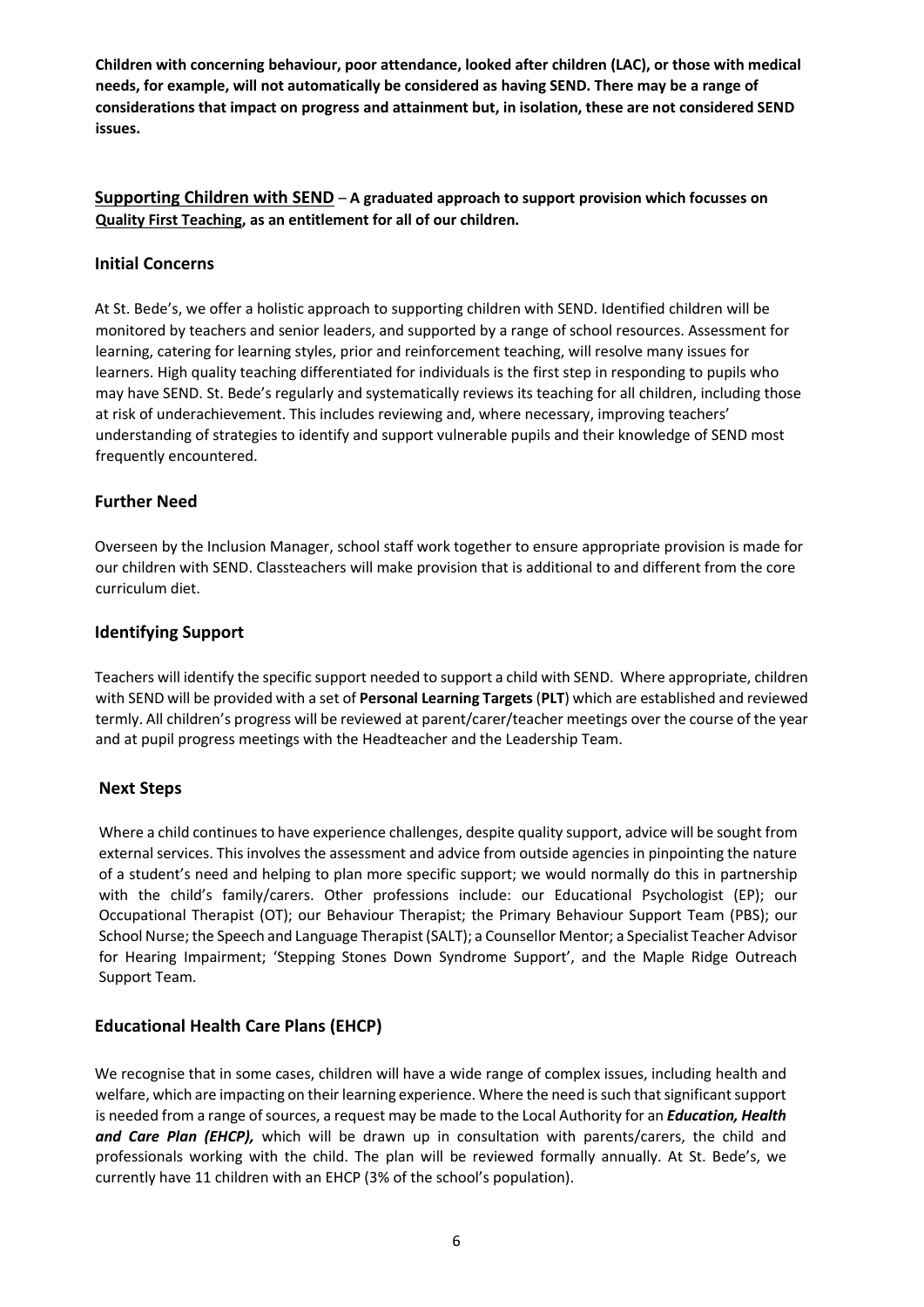**Children with concerning behaviour, poor attendance, looked after children (LAC), or those with medical needs, for example, will not automatically be considered as having SEND. There may be a range of considerations that impact on progress and attainment but, in isolation, these are not considered SEND issues.**

## **Supporting Children with SEND** – A graduated approach to support provision which focusses on Quality First Teaching, as an entitlement for all of our children.

### Initial Concerns

At St. Bede's, we offer a holistic approach to supporting children with SEND. Identified children will be monitored by teachers and senior leaders, and supported by a range of school resources. Assessment for learning, catering for learning styles, prior and reinforcement teaching, will resolve many issues for learners. High quality teaching differentiated for individuals is the first step in responding to pupils who may have SEND. St. Bede's regularly and systematically reviews its teaching for all children, including those at risk of underachievement. This includes reviewing and, where necessary, improving teachers' understanding of strategies to identify and support vulnerable pupils and their knowledge of SEND most frequently encountered.

### Further Need

Overseen by the Inclusion Manager, school staff work together to ensure appropriate provision is made for our children with SEND. Classteachers will make provision that is additional to and different from the core curriculum diet.

### Identifying Support

Teachers will identify the specific support needed to support a child with SEND. Where appropriate, children with SEND will be provided with a set of **Personal Learning Targets** (**PLT**) which are established and reviewed termly. All children's progress will be reviewed at parent/carer/teacher meetings over the course of the year and at pupil progress meetings with the Headteacher and the Leadership Team.

### Next Steps

Where a child continues to have experience challenges, despite quality support, advice will be sought from external services. This involves the assessment and advice from outside agencies in pinpointing the nature of a student's need and helping to plan more specific support; we would normally do this in partnership with the child's family/carers. Other professions include: our Educational Psychologist (EP); our Occupational Therapist (OT); our Behaviour Therapist; the Primary Behaviour Support Team (PBS); our School Nurse; the Speech and Language Therapist (SALT); a Counsellor Mentor; a Specialist Teacher Advisor for Hearing Impairment; 'Stepping Stones Down Syndrome Support', and the Maple Ridge Outreach Support Team.

### Educational Health Care Plans (EHCP)

We recognise that in some cases, children will have a wide range of complex issues, including health and welfare, which are impacting on their learning experience. Where the need is such that significant support is needed from a range of sources, a request may be made to the Local Authority for an ***Education, Health and Care Plan (EHCP),*** which will be drawn up in consultation with parents/carers, the child and professionals working with the child. The plan will be reviewed formally annually. At St. Bede's, we currently have 11 children with an EHCP (3% of the school's population).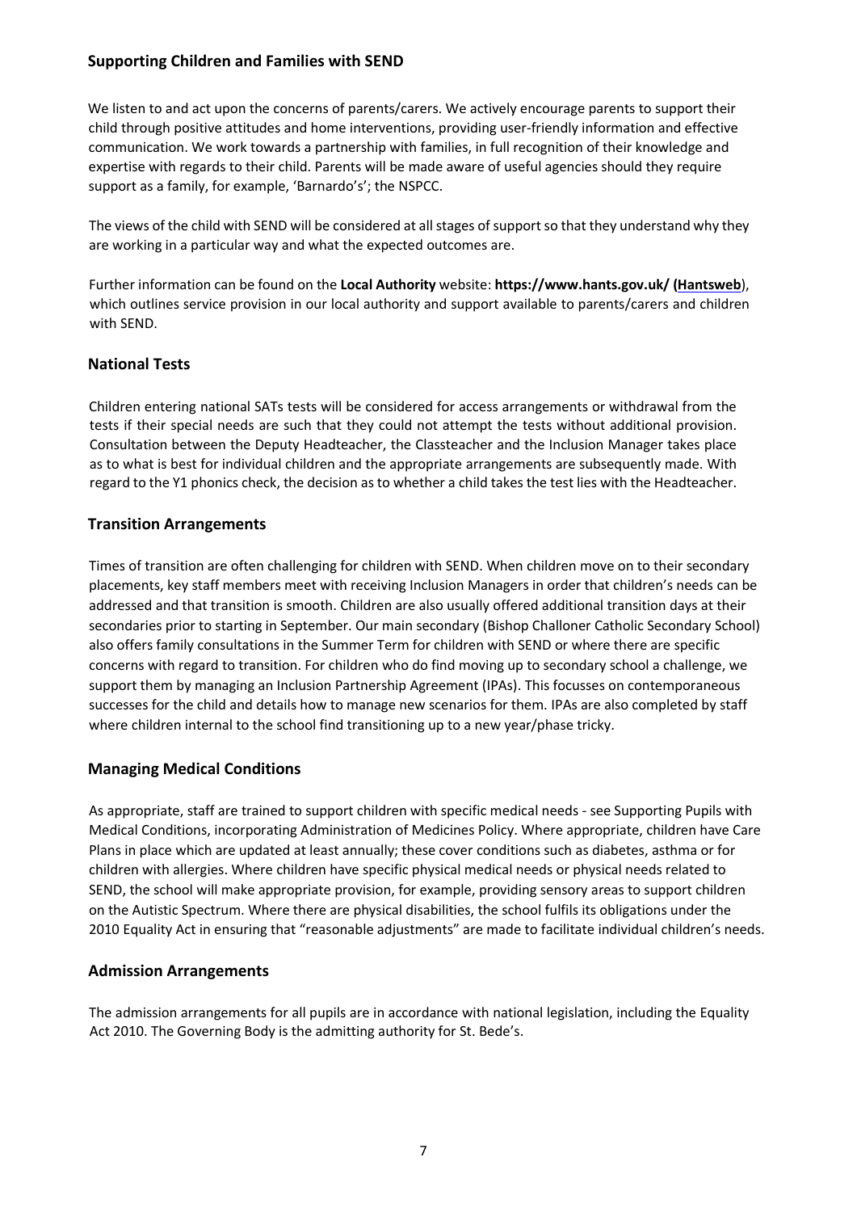## Supporting Children and Families with SEND

We listen to and act upon the concerns of parents/carers. We actively encourage parents to support their child through positive attitudes and home interventions, providing user-friendly information and effective communication. We work towards a partnership with families, in full recognition of their knowledge and expertise with regards to their child. Parents will be made aware of useful agencies should they require support as a family, for example, 'Barnardo's'; the NSPCC.

The views of the child with SEND will be considered at all stages of support so that they understand why they are working in a particular way and what the expected outcomes are.

Further information can be found on the **Local Authority** website: **https://www.hants.gov.uk/ (Hantsweb**), which outlines service provision in our local authority and support available to parents/carers and children with SEND.

## National Tests

Children entering national SATs tests will be considered for access arrangements or withdrawal from the tests if their special needs are such that they could not attempt the tests without additional provision. Consultation between the Deputy Headteacher, the Classteacher and the Inclusion Manager takes place as to what is best for individual children and the appropriate arrangements are subsequently made. With regard to the Y1 phonics check, the decision as to whether a child takes the test lies with the Headteacher.

## Transition Arrangements

Times of transition are often challenging for children with SEND. When children move on to their secondary placements, key staff members meet with receiving Inclusion Managers in order that children's needs can be addressed and that transition is smooth. Children are also usually offered additional transition days at their secondaries prior to starting in September. Our main secondary (Bishop Challoner Catholic Secondary School) also offers family consultations in the Summer Term for children with SEND or where there are specific concerns with regard to transition. For children who do find moving up to secondary school a challenge, we support them by managing an Inclusion Partnership Agreement (IPAs). This focusses on contemporaneous successes for the child and details how to manage new scenarios for them. IPAs are also completed by staff where children internal to the school find transitioning up to a new year/phase tricky.

## Managing Medical Conditions

As appropriate, staff are trained to support children with specific medical needs - see Supporting Pupils with Medical Conditions, incorporating Administration of Medicines Policy. Where appropriate, children have Care Plans in place which are updated at least annually; these cover conditions such as diabetes, asthma or for children with allergies. Where children have specific physical medical needs or physical needs related to SEND, the school will make appropriate provision, for example, providing sensory areas to support children on the Autistic Spectrum. Where there are physical disabilities, the school fulfils its obligations under the 2010 Equality Act in ensuring that "reasonable adjustments" are made to facilitate individual children's needs.

## Admission Arrangements

The admission arrangements for all pupils are in accordance with national legislation, including the Equality Act 2010. The Governing Body is the admitting authority for St. Bede's.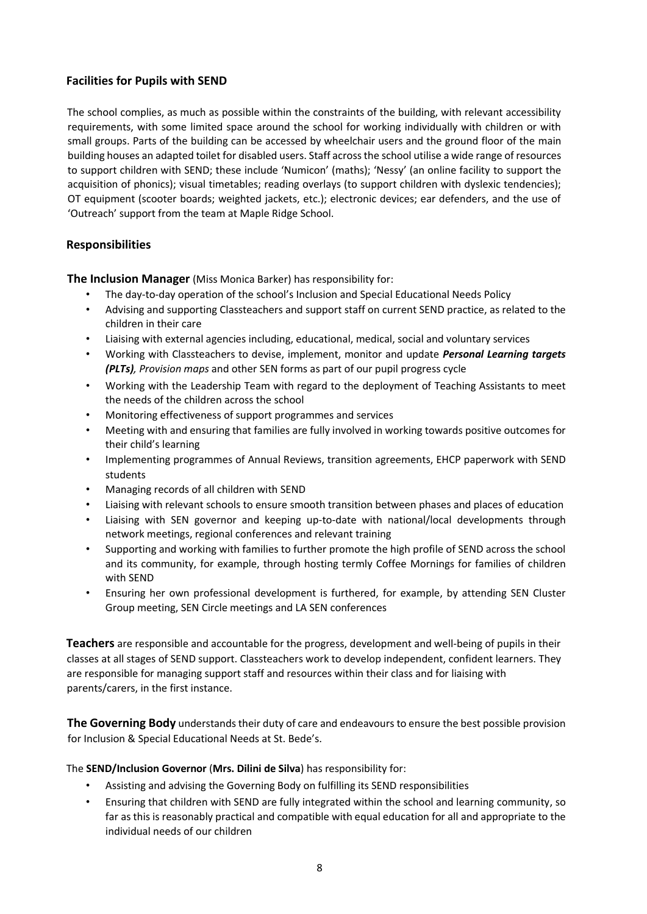## Facilities for Pupils with SEND

The school complies, as much as possible within the constraints of the building, with relevant accessibility requirements, with some limited space around the school for working individually with children or with small groups. Parts of the building can be accessed by wheelchair users and the ground floor of the main building houses an adapted toilet for disabled users. Staff across the school utilise a wide range of resources to support children with SEND; these include 'Numicon' (maths); 'Nessy' (an online facility to support the acquisition of phonics); visual timetables; reading overlays (to support children with dyslexic tendencies); OT equipment (scooter boards; weighted jackets, etc.); electronic devices; ear defenders, and the use of 'Outreach' support from the team at Maple Ridge School.

## Responsibilities

**The Inclusion Manager** (Miss Monica Barker) has responsibility for:

- The day-to-day operation of the school's Inclusion and Special Educational Needs Policy
- Advising and supporting Classteachers and support staff on current SEND practice, as related to the children in their care
- Liaising with external agencies including, educational, medical, social and voluntary services
- Working with Classteachers to devise, implement, monitor and update ***Personal Learning targets (PLTs)****, Provision maps* and other SEN forms as part of our pupil progress cycle
- Working with the Leadership Team with regard to the deployment of Teaching Assistants to meet the needs of the children across the school
- Monitoring effectiveness of support programmes and services
- Meeting with and ensuring that families are fully involved in working towards positive outcomes for their child's learning
- Implementing programmes of Annual Reviews, transition agreements, EHCP paperwork with SEND students
- Managing records of all children with SEND
- Liaising with relevant schools to ensure smooth transition between phases and places of education
- Liaising with SEN governor and keeping up-to-date with national/local developments through network meetings, regional conferences and relevant training
- Supporting and working with families to further promote the high profile of SEND across the school and its community, for example, through hosting termly Coffee Mornings for families of children with SEND
- Ensuring her own professional development is furthered, for example, by attending SEN Cluster Group meeting, SEN Circle meetings and LA SEN conferences

**Teachers** are responsible and accountable for the progress, development and well-being of pupils in their classes at all stages of SEND support. Classteachers work to develop independent, confident learners. They are responsible for managing support staff and resources within their class and for liaising with parents/carers, in the first instance.

**The Governing Body** understands their duty of care and endeavours to ensure the best possible provision for Inclusion & Special Educational Needs at St. Bede's.

The **SEND/Inclusion Governor** (**Mrs. Dilini de Silva**) has responsibility for:

- Assisting and advising the Governing Body on fulfilling its SEND responsibilities
- Ensuring that children with SEND are fully integrated within the school and learning community, so far as this is reasonably practical and compatible with equal education for all and appropriate to the individual needs of our children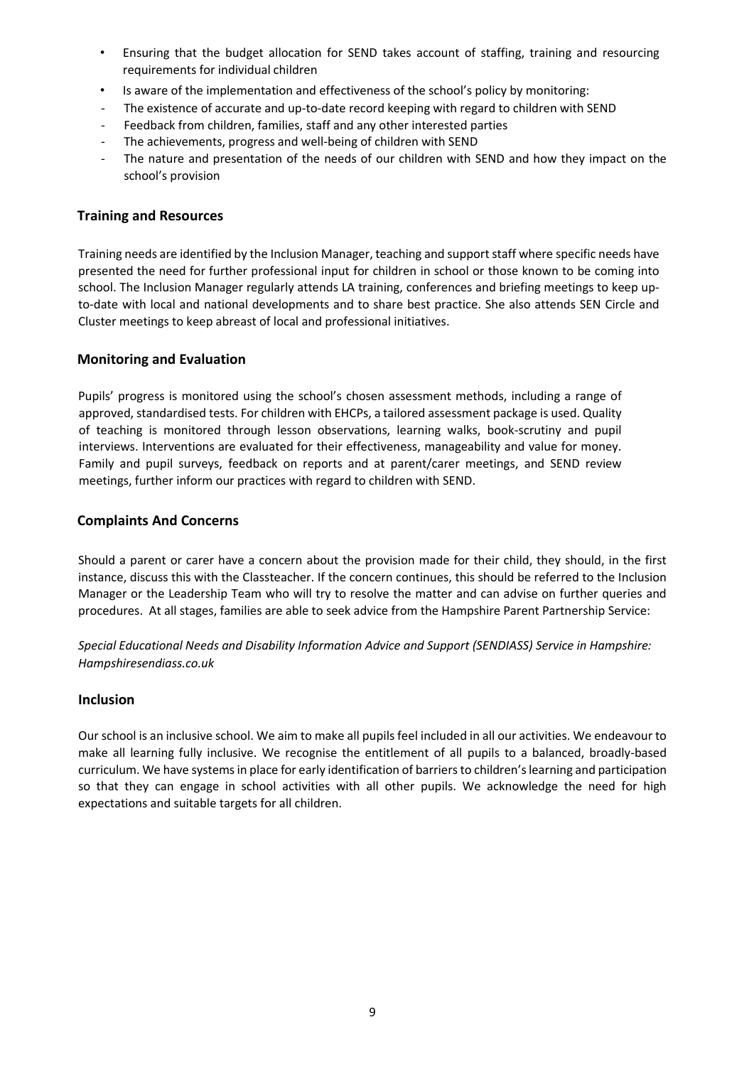- Ensuring that the budget allocation for SEND takes account of staffing, training and resourcing requirements for individual children
- Is aware of the implementation and effectiveness of the school's policy by monitoring:
  - The existence of accurate and up-to-date record keeping with regard to children with SEND
  - Feedback from children, families, staff and any other interested parties
  - The achievements, progress and well-being of children with SEND
  - The nature and presentation of the needs of our children with SEND and how they impact on the school's provision

## Training and Resources

Training needs are identified by the Inclusion Manager, teaching and support staff where specific needs have presented the need for further professional input for children in school or those known to be coming into school. The Inclusion Manager regularly attends LA training, conferences and briefing meetings to keep up-to-date with local and national developments and to share best practice. She also attends SEN Circle and Cluster meetings to keep abreast of local and professional initiatives.

## Monitoring and Evaluation

Pupils' progress is monitored using the school's chosen assessment methods, including a range of approved, standardised tests. For children with EHCPs, a tailored assessment package is used. Quality of teaching is monitored through lesson observations, learning walks, book-scrutiny and pupil interviews. Interventions are evaluated for their effectiveness, manageability and value for money. Family and pupil surveys, feedback on reports and at parent/carer meetings, and SEND review meetings, further inform our practices with regard to children with SEND.

## Complaints And Concerns

Should a parent or carer have a concern about the provision made for their child, they should, in the first instance, discuss this with the Classteacher. If the concern continues, this should be referred to the Inclusion Manager or the Leadership Team who will try to resolve the matter and can advise on further queries and procedures. At all stages, families are able to seek advice from the Hampshire Parent Partnership Service:

*Special Educational Needs and Disability Information Advice and Support (SENDIASS) Service in Hampshire: Hampshiresendiass.co.uk*

## Inclusion

Our school is an inclusive school. We aim to make all pupils feel included in all our activities. We endeavour to make all learning fully inclusive. We recognise the entitlement of all pupils to a balanced, broadly-based curriculum. We have systems in place for early identification of barriers to children's learning and participation so that they can engage in school activities with all other pupils. We acknowledge the need for high expectations and suitable targets for all children.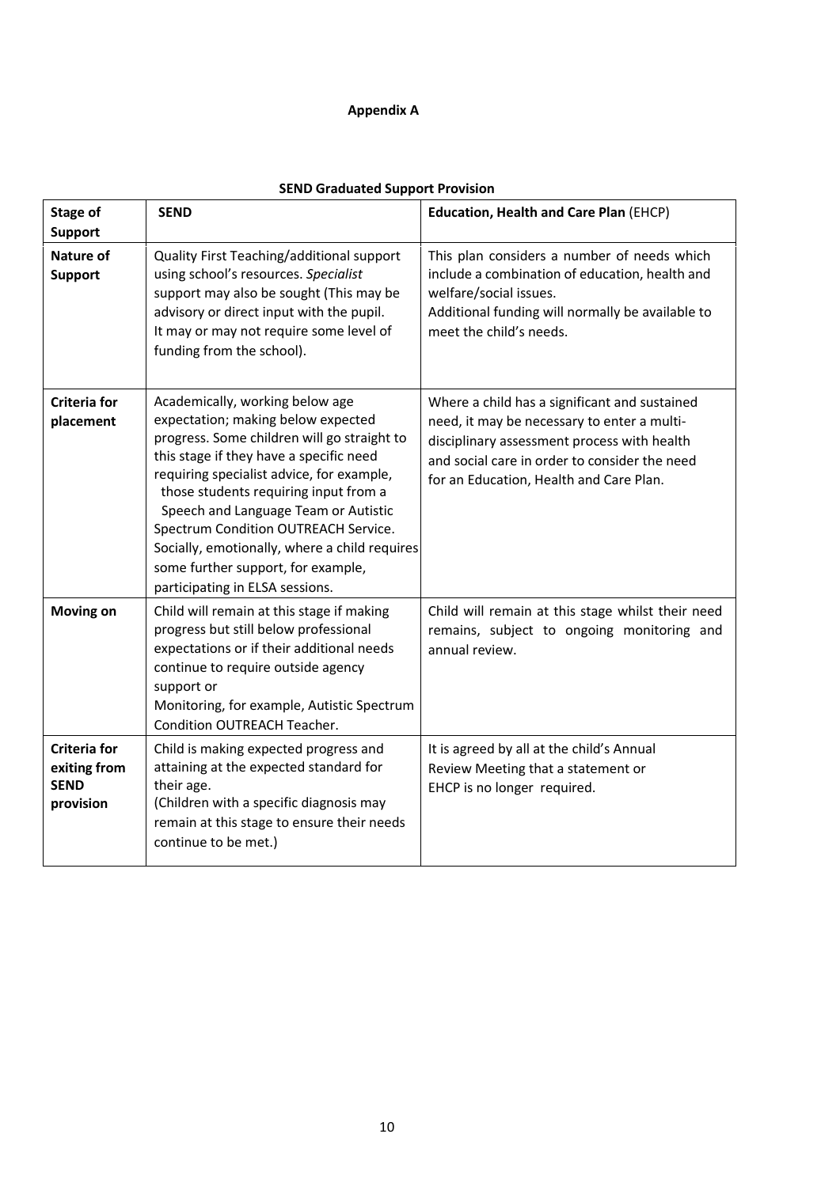**Appendix A**

**SEND Graduated Support Provision**

| **Stage of Support** | **SEND** | **Education, Health and Care Plan** (EHCP) |
|---|---|---|
| **Nature of Support** | Quality First Teaching/additional support using school's resources. *Specialist* support may also be sought (This may be advisory or direct input with the pupil. It may or may not require some level of funding from the school). | This plan considers a number of needs which include a combination of education, health and welfare/social issues. Additional funding will normally be available to meet the child's needs. |
| **Criteria for placement** | Academically, working below age expectation; making below expected progress. Some children will go straight to this stage if they have a specific need requiring specialist advice, for example, those students requiring input from a Speech and Language Team or Autistic Spectrum Condition OUTREACH Service. Socially, emotionally, where a child requires some further support, for example, participating in ELSA sessions. | Where a child has a significant and sustained need, it may be necessary to enter a multi-disciplinary assessment process with health and social care in order to consider the need for an Education, Health and Care Plan. |
| **Moving on** | Child will remain at this stage if making progress but still below professional expectations or if their additional needs continue to require outside agency support or Monitoring, for example, Autistic Spectrum Condition OUTREACH Teacher. | Child will remain at this stage whilst their need remains, subject to ongoing monitoring and annual review. |
| **Criteria for exiting from SEND provision** | Child is making expected progress and attaining at the expected standard for their age. (Children with a specific diagnosis may remain at this stage to ensure their needs continue to be met.) | It is agreed by all at the child's Annual Review Meeting that a statement or EHCP is no longer required. |